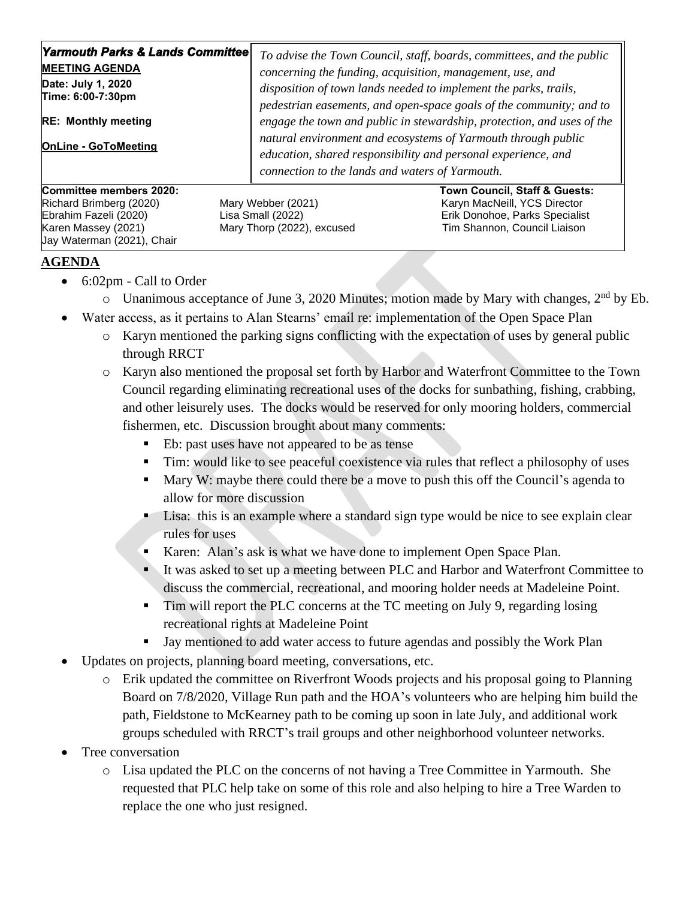| **Yarmouth Parks & Lands Committee**<br>**MEETING AGENDA**<br>**Date: July 1, 2020**<br>**Time: 6:00-7:30pm**<br><br>**RE: Monthly meeting**<br><br>**OnLine - GoToMeeting** | *To advise the Town Council, staff, boards, committees, and the public concerning the funding, acquisition, management, use, and disposition of town lands needed to implement the parks, trails, pedestrian easements, and open-space goals of the community; and to engage the town and public in stewardship, protection, and uses of the natural environment and ecosystems of Yarmouth through public education, shared responsibility and personal experience, and connection to the lands and waters of Yarmouth.* |
|---|---|

| **Committee members 2020:** | | **Town Council, Staff & Guests:** |
|---|---|---|
| Richard Brimberg (2020) | Mary Webber (2021) | Karyn MacNeill, YCS Director |
| Ebrahim Fazeli (2020) | Lisa Small (2022) | Erik Donohoe, Parks Specialist |
| Karen Massey (2021) | Mary Thorp (2022), excused | Tim Shannon, Council Liaison |
| Jay Waterman (2021), Chair | | |

## AGENDA

- 6:02pm - Call to Order
  - Unanimous acceptance of June 3, 2020 Minutes; motion made by Mary with changes, 2nd by Eb.
- Water access, as it pertains to Alan Stearns' email re: implementation of the Open Space Plan
  - Karyn mentioned the parking signs conflicting with the expectation of uses by general public through RRCT
  - Karyn also mentioned the proposal set forth by Harbor and Waterfront Committee to the Town Council regarding eliminating recreational uses of the docks for sunbathing, fishing, crabbing, and other leisurely uses. The docks would be reserved for only mooring holders, commercial fishermen, etc. Discussion brought about many comments:
    - Eb: past uses have not appeared to be as tense
    - Tim: would like to see peaceful coexistence via rules that reflect a philosophy of uses
    - Mary W: maybe there could there be a move to push this off the Council's agenda to allow for more discussion
    - Lisa: this is an example where a standard sign type would be nice to see explain clear rules for uses
    - Karen: Alan's ask is what we have done to implement Open Space Plan.
    - It was asked to set up a meeting between PLC and Harbor and Waterfront Committee to discuss the commercial, recreational, and mooring holder needs at Madeleine Point.
    - Tim will report the PLC concerns at the TC meeting on July 9, regarding losing recreational rights at Madeleine Point
    - Jay mentioned to add water access to future agendas and possibly the Work Plan
- Updates on projects, planning board meeting, conversations, etc.
  - Erik updated the committee on Riverfront Woods projects and his proposal going to Planning Board on 7/8/2020, Village Run path and the HOA's volunteers who are helping him build the path, Fieldstone to McKearney path to be coming up soon in late July, and additional work groups scheduled with RRCT's trail groups and other neighborhood volunteer networks.
- Tree conversation
  - Lisa updated the PLC on the concerns of not having a Tree Committee in Yarmouth. She requested that PLC help take on some of this role and also helping to hire a Tree Warden to replace the one who just resigned.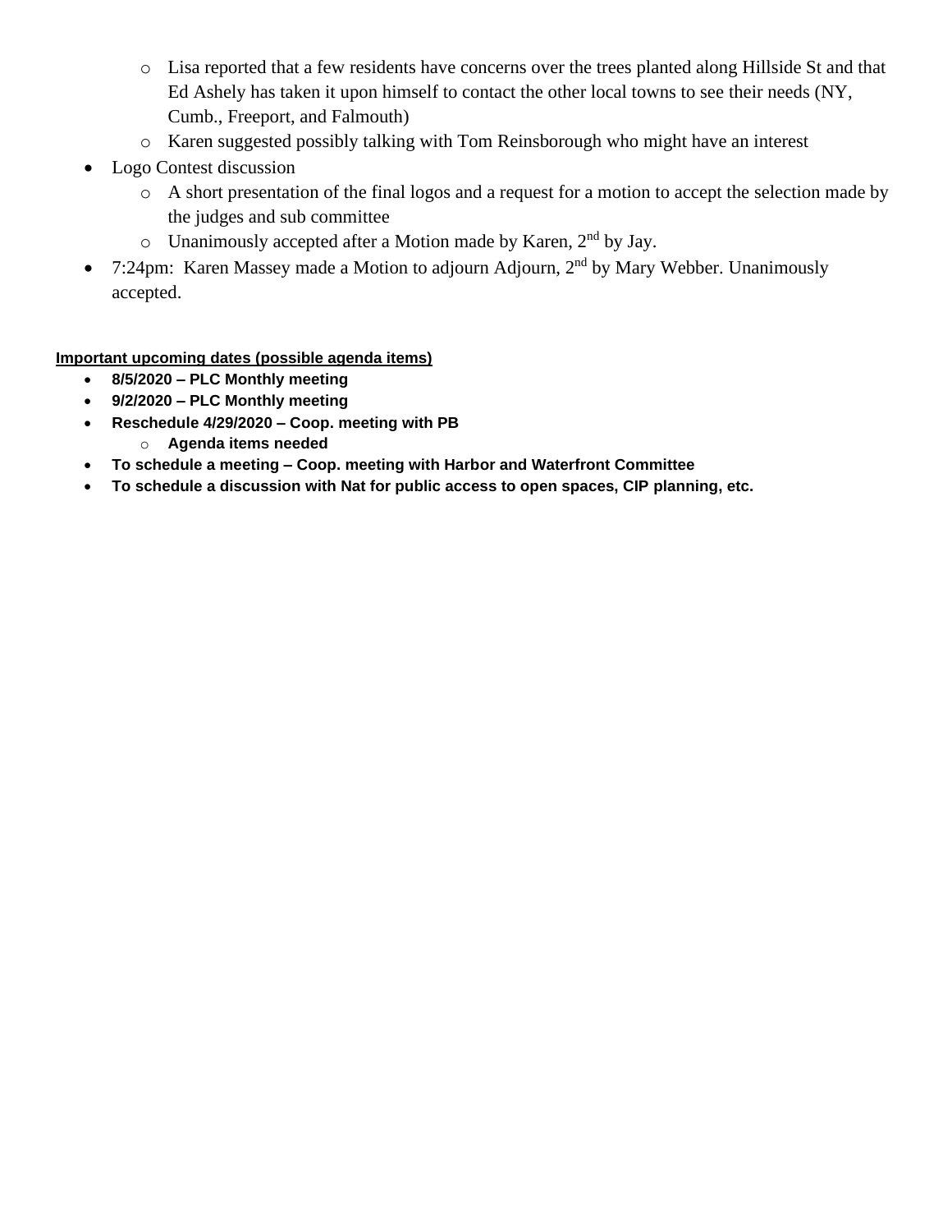- Lisa reported that a few residents have concerns over the trees planted along Hillside St and that Ed Ashely has taken it upon himself to contact the other local towns to see their needs (NY, Cumb., Freeport, and Falmouth)
    - Karen suggested possibly talking with Tom Reinsborough who might have an interest
- Logo Contest discussion
    - A short presentation of the final logos and a request for a motion to accept the selection made by the judges and sub committee
    - Unanimously accepted after a Motion made by Karen, 2nd by Jay.
- 7:24pm: Karen Massey made a Motion to adjourn Adjourn, 2nd by Mary Webber. Unanimously accepted.

**Important upcoming dates (possible agenda items)**

- **8/5/2020 – PLC Monthly meeting**
- **9/2/2020 – PLC Monthly meeting**
- **Reschedule 4/29/2020 – Coop. meeting with PB**
    - **Agenda items needed**
- **To schedule a meeting – Coop. meeting with Harbor and Waterfront Committee**
- **To schedule a discussion with Nat for public access to open spaces, CIP planning, etc.**